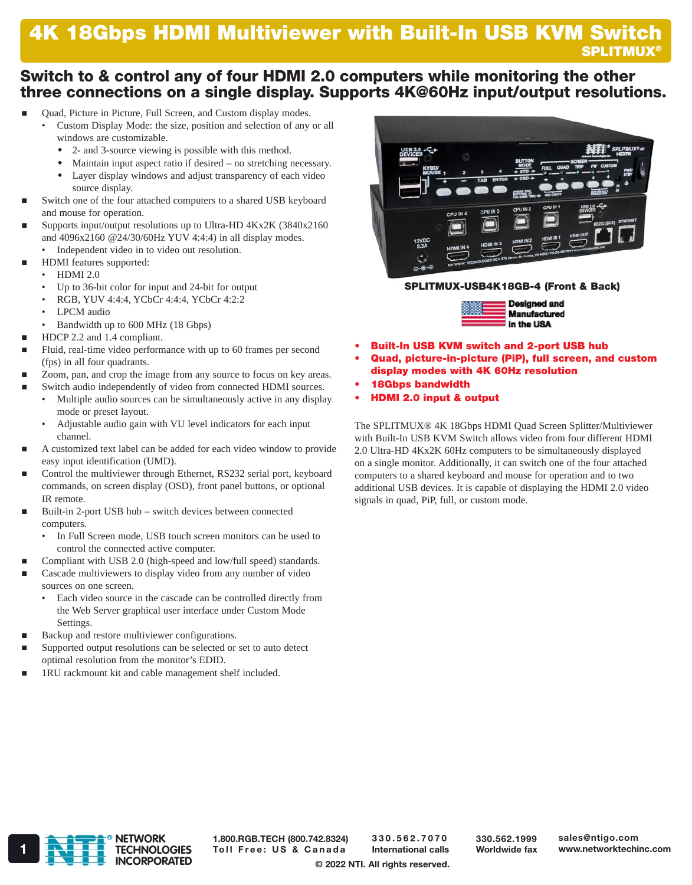# 4K 18Gbps HDMI Multiviewer with Built-In USB KVM Switch

**SPLITMUX®**

## Switch to & control any of four HDMI 2.0 computers while monitoring the other three connections on a single display. Supports 4K@60Hz input/output resolutions.

- Quad, Picture in Picture, Full Screen, and Custom display modes.
  - Custom Display Mode: the size, position and selection of any or all windows are customizable.
    - 2- and 3-source viewing is possible with this method.
    - Maintain input aspect ratio if desired – no stretching necessary.
    - Layer display windows and adjust transparency of each video source display.
- Switch one of the four attached computers to a shared USB keyboard and mouse for operation.
- Supports input/output resolutions up to Ultra-HD 4Kx2K (3840x2160 and 4096x2160 @24/30/60Hz YUV 4:4:4) in all display modes.
  - Independent video in to video out resolution.
- HDMI features supported:
  - HDMI 2.0
  - Up to 36-bit color for input and 24-bit for output
  - RGB, YUV 4:4:4, YCbCr 4:4:4, YCbCr 4:2:2
  - LPCM audio
  - Bandwidth up to 600 MHz (18 Gbps)
- HDCP 2.2 and 1.4 compliant.
- Fluid, real-time video performance with up to 60 frames per second (fps) in all four quadrants.
- Zoom, pan, and crop the image from any source to focus on key areas.
- Switch audio independently of video from connected HDMI sources.
  - Multiple audio sources can be simultaneously active in any display mode or preset layout.
  - Adjustable audio gain with VU level indicators for each input channel.
- A customized text label can be added for each video window to provide easy input identification (UMD).
- Control the multiviewer through Ethernet, RS232 serial port, keyboard commands, on screen display (OSD), front panel buttons, or optional IR remote.
- Built-in 2-port USB hub – switch devices between connected computers.
  - In Full Screen mode, USB touch screen monitors can be used to control the connected active computer.
- Compliant with USB 2.0 (high-speed and low/full speed) standards.
- Cascade multiviewers to display video from any number of video sources on one screen.
  - Each video source in the cascade can be controlled directly from the Web Server graphical user interface under Custom Mode Settings.
- Backup and restore multiviewer configurations.
- Supported output resolutions can be selected or set to auto detect optimal resolution from the monitor's EDID.
- 1RU rackmount kit and cable management shelf included.

**SPLITMUX-USB4K18GB-4 (Front & Back)**

Designed and Manufactured in the USA

- **Built-In USB KVM switch and 2-port USB hub**
- **Quad, picture-in-picture (PiP), full screen, and custom display modes with 4K 60Hz resolution**
- **18Gbps bandwidth**
- **HDMI 2.0 input & output**

The SPLITMUX® 4K 18Gbps HDMI Quad Screen Splitter/Multiviewer with Built-In USB KVM Switch allows video from four different HDMI 2.0 Ultra-HD 4Kx2K 60Hz computers to be simultaneously displayed on a single monitor. Additionally, it can switch one of the four attached computers to a shared keyboard and mouse for operation and to two additional USB devices. It is capable of displaying the HDMI 2.0 video signals in quad, PiP, full, or custom mode.

NETWORK TECHNOLOGIES INCORPORATED

1.800.RGB.TECH (800.742.8324) Toll Free: US & Canada | 330.562.7070 International calls | 330.562.1999 Worldwide fax | sales@ntigo.com www.networktechinc.com

© 2022 NTI. All rights reserved.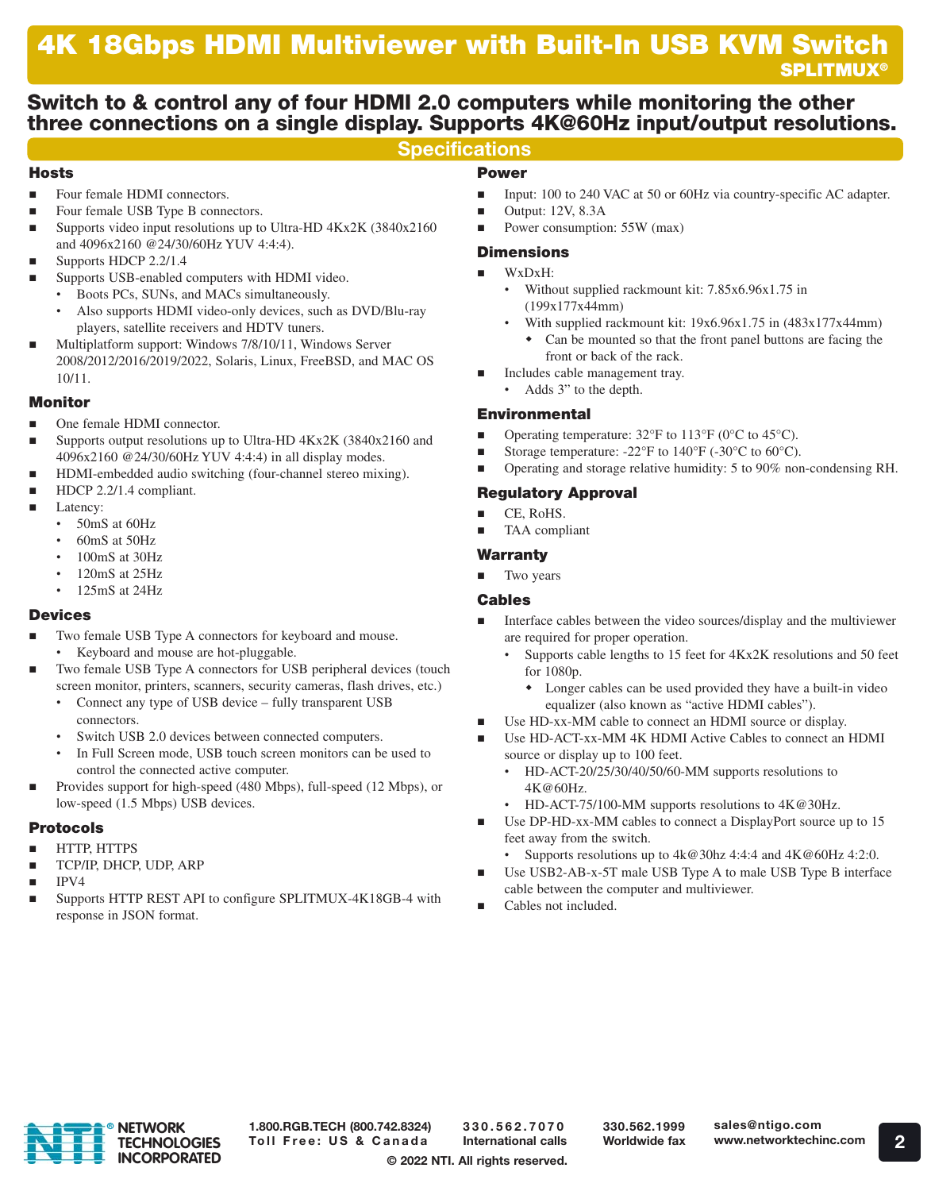# 4K 18Gbps HDMI Multiviewer with Built-In USB KVM Switch

**SPLITMUX®**

## Switch to & control any of four HDMI 2.0 computers while monitoring the other three connections on a single display. Supports 4K@60Hz input/output resolutions.

## Specifications

### Hosts

- Four female HDMI connectors.
- Four female USB Type B connectors.
- Supports video input resolutions up to Ultra-HD 4Kx2K (3840x2160 and 4096x2160 @24/30/60Hz YUV 4:4:4).
- Supports HDCP 2.2/1.4
- Supports USB-enabled computers with HDMI video.
  - Boots PCs, SUNs, and MACs simultaneously.
  - Also supports HDMI video-only devices, such as DVD/Blu-ray players, satellite receivers and HDTV tuners.
- Multiplatform support: Windows 7/8/10/11, Windows Server 2008/2012/2016/2019/2022, Solaris, Linux, FreeBSD, and MAC OS 10/11.

### Monitor

- One female HDMI connector.
- Supports output resolutions up to Ultra-HD 4Kx2K (3840x2160 and 4096x2160 @24/30/60Hz YUV 4:4:4) in all display modes.
- HDMI-embedded audio switching (four-channel stereo mixing).
- HDCP 2.2/1.4 compliant.
- Latency:
  - 50mS at 60Hz
  - 60mS at 50Hz
  - 100mS at 30Hz
  - 120mS at 25Hz
  - 125mS at 24Hz

### Devices

- Two female USB Type A connectors for keyboard and mouse.
  - Keyboard and mouse are hot-pluggable.
- Two female USB Type A connectors for USB peripheral devices (touch screen monitor, printers, scanners, security cameras, flash drives, etc.)
  - Connect any type of USB device – fully transparent USB connectors.
  - Switch USB 2.0 devices between connected computers.
  - In Full Screen mode, USB touch screen monitors can be used to control the connected active computer.
- Provides support for high-speed (480 Mbps), full-speed (12 Mbps), or low-speed (1.5 Mbps) USB devices.

### Protocols

- HTTP, HTTPS
- TCP/IP, DHCP, UDP, ARP
- IPV4
- Supports HTTP REST API to configure SPLITMUX-4K18GB-4 with response in JSON format.

### Power

- Input: 100 to 240 VAC at 50 or 60Hz via country-specific AC adapter.
- Output: 12V, 8.3A
- Power consumption: 55W (max)

### Dimensions

- WxDxH:
  - Without supplied rackmount kit: 7.85x6.96x1.75 in (199x177x44mm)
  - With supplied rackmount kit: 19x6.96x1.75 in (483x177x44mm)
    - Can be mounted so that the front panel buttons are facing the front or back of the rack.
- Includes cable management tray.
  - Adds 3" to the depth.

### Environmental

- Operating temperature: 32°F to 113°F (0°C to 45°C).
- Storage temperature: -22°F to 140°F (-30°C to 60°C).
- Operating and storage relative humidity: 5 to 90% non-condensing RH.

### Regulatory Approval

- CE, RoHS.
- TAA compliant

### Warranty

- Two years

### Cables

- Interface cables between the video sources/display and the multiviewer are required for proper operation.
  - Supports cable lengths to 15 feet for 4Kx2K resolutions and 50 feet for 1080p.
    - Longer cables can be used provided they have a built-in video equalizer (also known as "active HDMI cables").
- Use HD-xx-MM cable to connect an HDMI source or display.
- Use HD-ACT-xx-MM 4K HDMI Active Cables to connect an HDMI source or display up to 100 feet.
  - HD-ACT-20/25/30/40/50/60-MM supports resolutions to 4K@60Hz.
  - HD-ACT-75/100-MM supports resolutions to 4K@30Hz.
- Use DP-HD-xx-MM cables to connect a DisplayPort source up to 15 feet away from the switch.
  - Supports resolutions up to 4k@30hz 4:4:4 and 4K@60Hz 4:2:0.
- Use USB2-AB-x-5T male USB Type A to male USB Type B interface cable between the computer and multiviewer.
- Cables not included.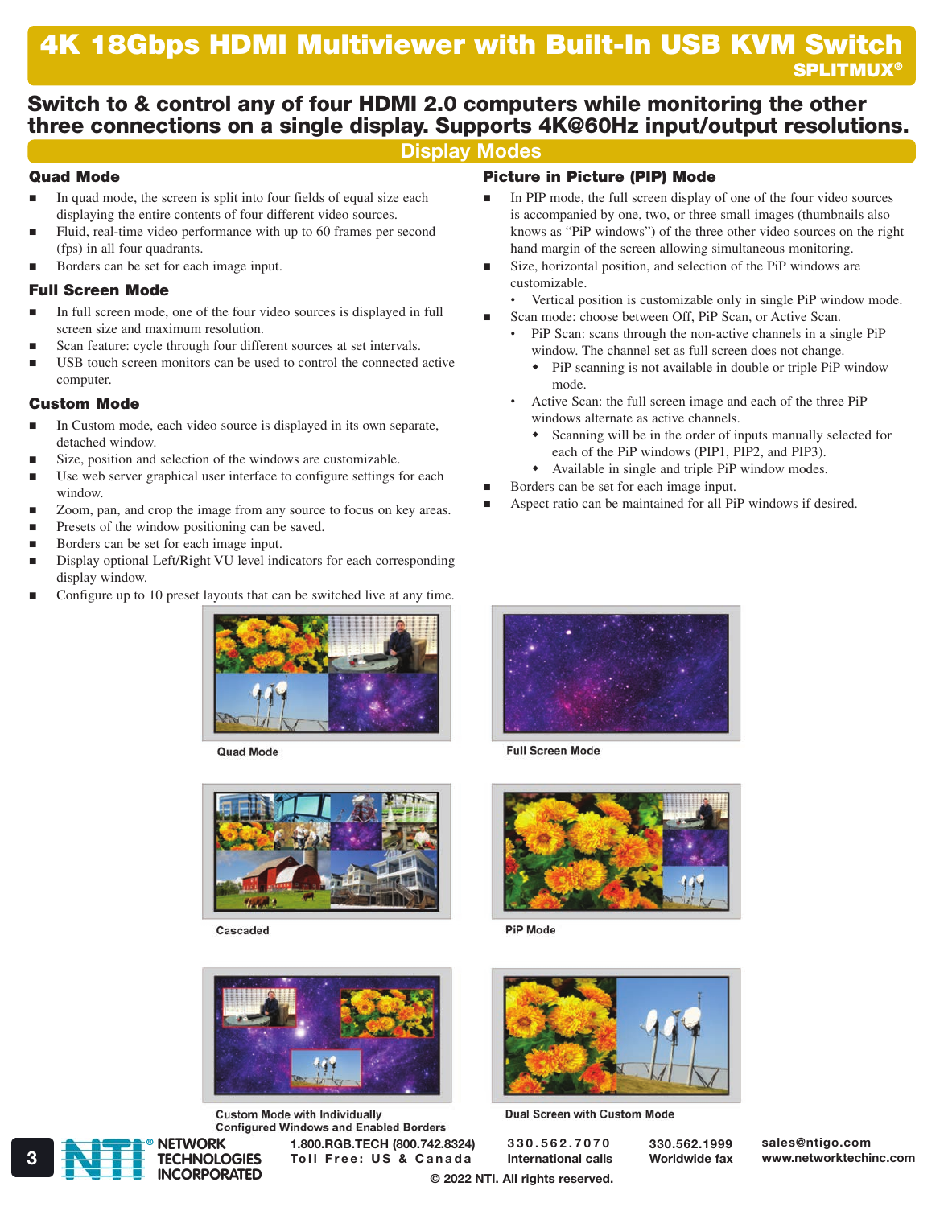# 4K 18Gbps HDMI Multiviewer with Built-In USB KVM Switch

**SPLITMUX®**

## Switch to & control any of four HDMI 2.0 computers while monitoring the other three connections on a single display. Supports 4K@60Hz input/output resolutions.

## Display Modes

### Quad Mode

- In quad mode, the screen is split into four fields of equal size each displaying the entire contents of four different video sources.
- Fluid, real-time video performance with up to 60 frames per second (fps) in all four quadrants.
- Borders can be set for each image input.

### Full Screen Mode

- In full screen mode, one of the four video sources is displayed in full screen size and maximum resolution.
- Scan feature: cycle through four different sources at set intervals.
- USB touch screen monitors can be used to control the connected active computer.

### Custom Mode

- In Custom mode, each video source is displayed in its own separate, detached window.
- Size, position and selection of the windows are customizable.
- Use web server graphical user interface to configure settings for each window.
- Zoom, pan, and crop the image from any source to focus on key areas.
- Presets of the window positioning can be saved.
- Borders can be set for each image input.
- Display optional Left/Right VU level indicators for each corresponding display window.
- Configure up to 10 preset layouts that can be switched live at any time.

### Picture in Picture (PIP) Mode

- In PIP mode, the full screen display of one of the four video sources is accompanied by one, two, or three small images (thumbnails also knows as "PiP windows") of the three other video sources on the right hand margin of the screen allowing simultaneous monitoring.
- Size, horizontal position, and selection of the PiP windows are customizable.
  - Vertical position is customizable only in single PiP window mode.
- Scan mode: choose between Off, PiP Scan, or Active Scan.
  - PiP Scan: scans through the non-active channels in a single PiP window. The channel set as full screen does not change.
    - PiP scanning is not available in double or triple PiP window mode.
  - Active Scan: the full screen image and each of the three PiP windows alternate as active channels.
    - Scanning will be in the order of inputs manually selected for each of the PiP windows (PIP1, PIP2, and PIP3).
    - Available in single and triple PiP window modes.
- Borders can be set for each image input.
- Aspect ratio can be maintained for all PiP windows if desired.

Quad Mode

Full Screen Mode

Cascaded

PiP Mode

Custom Mode with Individually Configured Windows and Enabled Borders

Dual Screen with Custom Mode

NETWORK TECHNOLOGIES INCORPORATED | 1.800.RGB.TECH (800.742.8324) Toll Free: US & Canada | 330.562.7070 International calls | 330.562.1999 Worldwide fax | sales@ntigo.com www.networktechinc.com

© 2022 NTI. All rights reserved.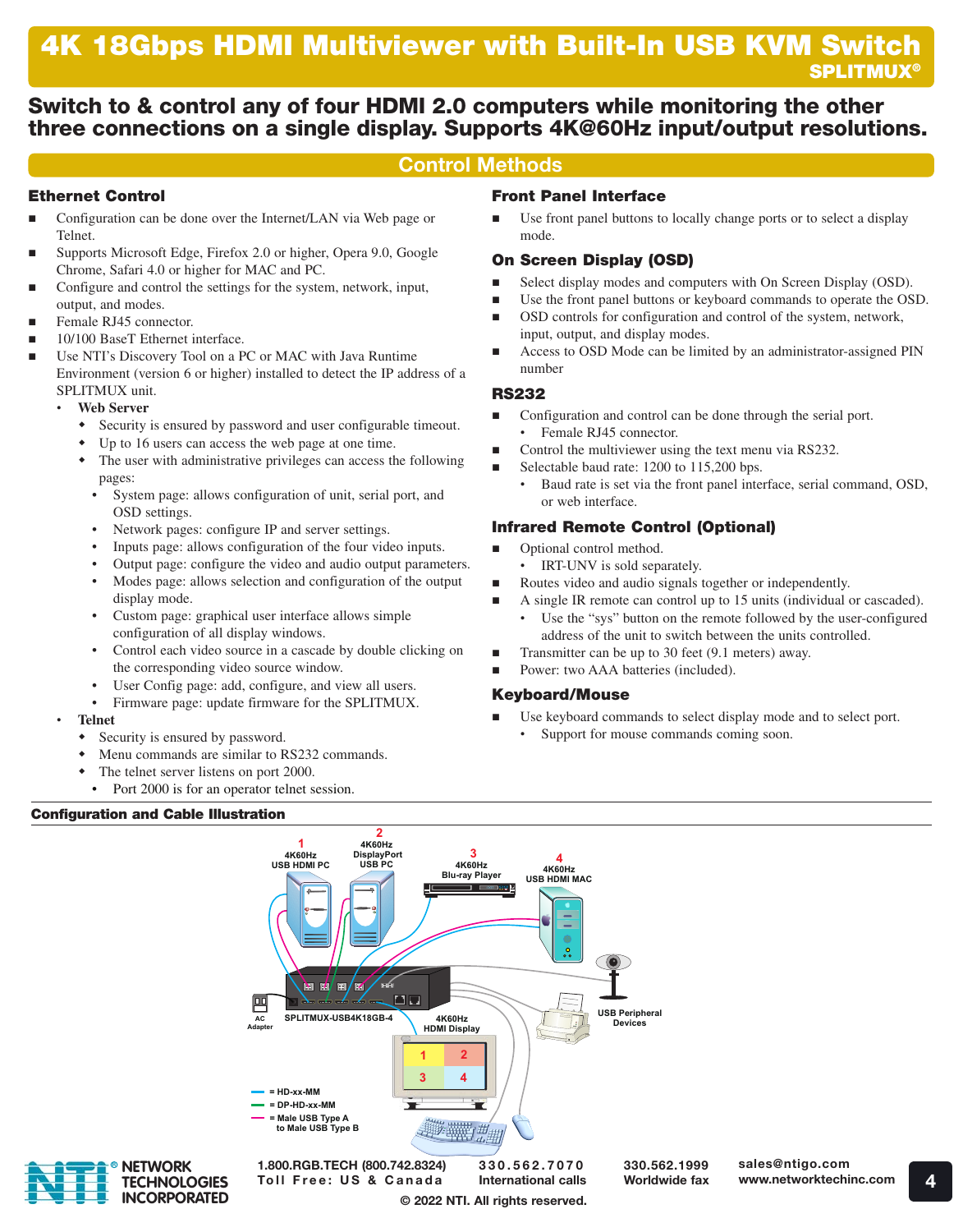# 4K 18Gbps HDMI Multiviewer with Built-In USB KVM Switch

SPLITMUX®

## Switch to & control any of four HDMI 2.0 computers while monitoring the other three connections on a single display. Supports 4K@60Hz input/output resolutions.

## Control Methods

### Ethernet Control

- Configuration can be done over the Internet/LAN via Web page or Telnet.
- Supports Microsoft Edge, Firefox 2.0 or higher, Opera 9.0, Google Chrome, Safari 4.0 or higher for MAC and PC.
- Configure and control the settings for the system, network, input, output, and modes.
- Female RJ45 connector.
- 10/100 BaseT Ethernet interface.
- Use NTI's Discovery Tool on a PC or MAC with Java Runtime Environment (version 6 or higher) installed to detect the IP address of a SPLITMUX unit.
  - **Web Server**
    - Security is ensured by password and user configurable timeout.
    - Up to 16 users can access the web page at one time.
    - The user with administrative privileges can access the following pages:
      - System page: allows configuration of unit, serial port, and OSD settings.
      - Network pages: configure IP and server settings.
      - Inputs page: allows configuration of the four video inputs.
      - Output page: configure the video and audio output parameters.
      - Modes page: allows selection and configuration of the output display mode.
      - Custom page: graphical user interface allows simple configuration of all display windows.
      - Control each video source in a cascade by double clicking on the corresponding video source window.
      - User Config page: add, configure, and view all users.
      - Firmware page: update firmware for the SPLITMUX.
  - **Telnet**
    - Security is ensured by password.
    - Menu commands are similar to RS232 commands.
    - The telnet server listens on port 2000.
      - Port 2000 is for an operator telnet session.

### Front Panel Interface

- Use front panel buttons to locally change ports or to select a display mode.

### On Screen Display (OSD)

- Select display modes and computers with On Screen Display (OSD).
- Use the front panel buttons or keyboard commands to operate the OSD.
- OSD controls for configuration and control of the system, network, input, output, and display modes.
- Access to OSD Mode can be limited by an administrator-assigned PIN number

### RS232

- Configuration and control can be done through the serial port.
  - Female RJ45 connector.
- Control the multiviewer using the text menu via RS232.
- Selectable baud rate: 1200 to 115,200 bps.
  - Baud rate is set via the front panel interface, serial command, OSD, or web interface.

### Infrared Remote Control (Optional)

- Optional control method.
  - IRT-UNV is sold separately.
- Routes video and audio signals together or independently.
- A single IR remote can control up to 15 units (individual or cascaded).
  - Use the "sys" button on the remote followed by the user-configured address of the unit to switch between the units controlled.
- Transmitter can be up to 30 feet (9.1 meters) away.
- Power: two AAA batteries (included).

### Keyboard/Mouse

- Use keyboard commands to select display mode and to select port.
  - Support for mouse commands coming soon.

### Configuration and Cable Illustration

1 4K60Hz USB HDMI PC

2 4K60Hz DisplayPort USB PC

3 4K60Hz Blu-ray Player

4 4K60Hz USB HDMI MAC

USB Peripheral Devices

AC Adapter

SPLITMUX-USB4K18GB-4

4K60Hz HDMI Display

1 2 3 4

= HD-xx-MM

= DP-HD-xx-MM

= Male USB Type A to Male USB Type B

NETWORK TECHNOLOGIES INCORPORATED

1.800.RGB.TECH (800.742.8324) Toll Free: US & Canada | 330.562.7070 International calls | 330.562.1999 Worldwide fax | sales@ntigo.com www.networktechinc.com

© 2022 NTI. All rights reserved.